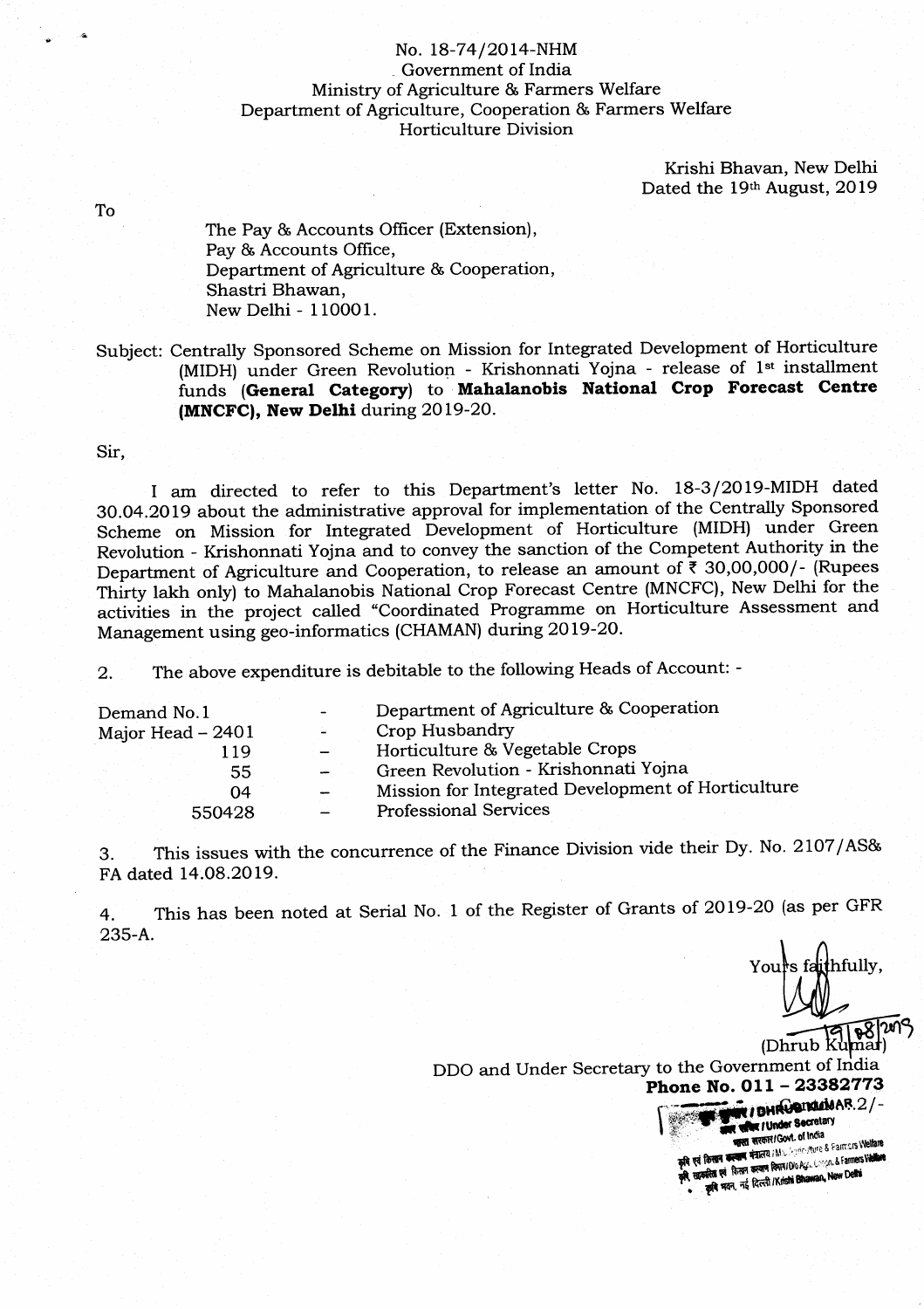No. 18-74/2014-NHM
Government of India
Ministry of Agriculture & Farmers Welfare
Department of Agriculture, Cooperation & Farmers Welfare
Horticulture Division

Krishi Bhavan, New Delhi
Dated the 19th August, 2019

To

The Pay & Accounts Officer (Extension),
Pay & Accounts Office,
Department of Agriculture & Cooperation,
Shastri Bhawan,
New Delhi - 110001.

Subject: Centrally Sponsored Scheme on Mission for Integrated Development of Horticulture (MIDH) under Green Revolution - Krishonnati Yojna - release of 1st installment funds **(General Category)** to **Mahalanobis National Crop Forecast Centre (MNCFC), New Delhi** during 2019-20.

Sir,

I am directed to refer to this Department's letter No. 18-3/2019-MIDH dated 30.04.2019 about the administrative approval for implementation of the Centrally Sponsored Scheme on Mission for Integrated Development of Horticulture (MIDH) under Green Revolution - Krishonnati Yojna and to convey the sanction of the Competent Authority in the Department of Agriculture and Cooperation, to release an amount of ₹ 30,00,000/- (Rupees Thirty lakh only) to Mahalanobis National Crop Forecast Centre (MNCFC), New Delhi for the activities in the project called "Coordinated Programme on Horticulture Assessment and Management using geo-informatics (CHAMAN) during 2019-20.

2. The above expenditure is debitable to the following Heads of Account: -

| | | |
|---|---|---|
| Demand No.1 | - | Department of Agriculture & Cooperation |
| Major Head – 2401 | - | Crop Husbandry |
| 119 | – | Horticulture & Vegetable Crops |
| 55 | – | Green Revolution - Krishonnati Yojna |
| 04 | – | Mission for Integrated Development of Horticulture |
| 550428 | – | Professional Services |

3. This issues with the concurrence of the Finance Division vide their Dy. No. 2107/AS& FA dated 14.08.2019.

4. This has been noted at Serial No. 1 of the Register of Grants of 2019-20 (as per GFR 235-A.

Yours faithfully,

19/08/2019

(Dhrub Kumar)
DDO and Under Secretary to the Government of India
**Phone No. 011 – 23382773**

Contd..2/-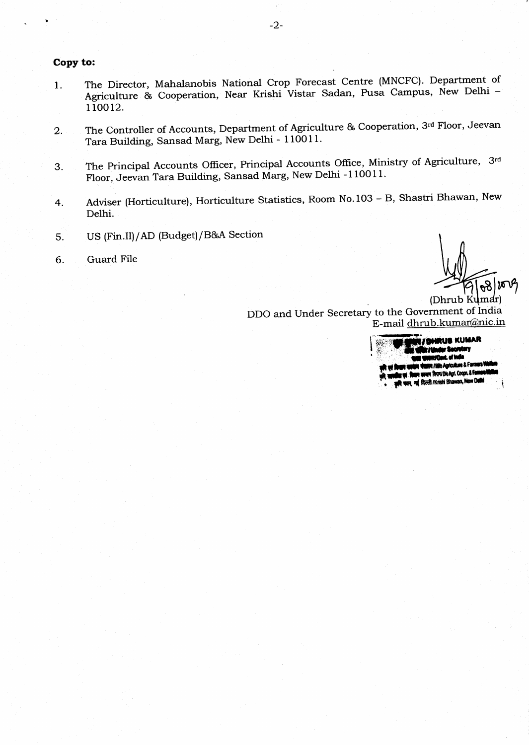**Copy to:**

1. The Director, Mahalanobis National Crop Forecast Centre (MNCFC). Department of Agriculture & Cooperation, Near Krishi Vistar Sadan, Pusa Campus, New Delhi – 110012.

2. The Controller of Accounts, Department of Agriculture & Cooperation, 3rd Floor, Jeevan Tara Building, Sansad Marg, New Delhi - 110011.

3. The Principal Accounts Officer, Principal Accounts Office, Ministry of Agriculture, 3rd Floor, Jeevan Tara Building, Sansad Marg, New Delhi -110011.

4. Adviser (Horticulture), Horticulture Statistics, Room No.103 – B, Shastri Bhawan, New Delhi.

5. US (Fin.II)/AD (Budget)/B&A Section

6. Guard File

19/08/2019

(Dhrub Kumar)

DDO and Under Secretary to the Government of India

E-mail dhrub.kumar@nic.in

DHRUB KUMAR
Under Secretary
Govt. of India
M/o Agriculture & Farmers Welfare
D/o Agri. Coopn. & Farmers Welfare
Krishi Bhawan, New Delhi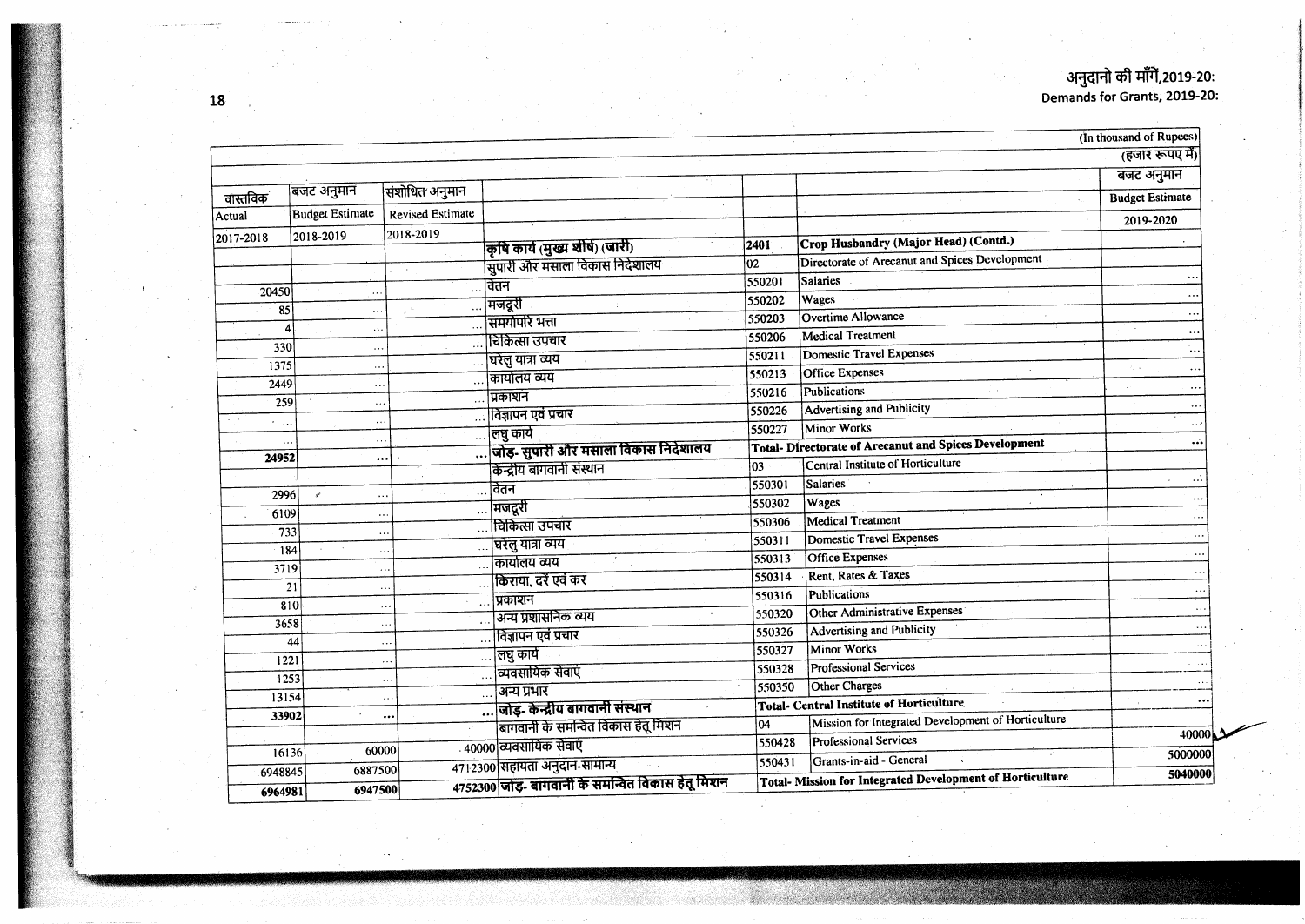अनुदानो की माँगें,2019-20:
Demands for Grants, 2019-20:

(In thousand of Rupees)
(हजार रूपए में)

| वास्तविक Actual 2017-2018 | बजट अनुमान Budget Estimate 2018-2019 | संशोधित अनुमान Revised Estimate 2018-2019 | | | | बजट अनुमान Budget Estimate 2019-2020 |
|---|---|---|---|---|---|---|
| | | | **कृषि कार्य (मुख्य शीर्ष) (जारी)** | **2401** | **Crop Husbandry (Major Head) (Contd.)** | |
| | | | सुपारी और मसाला विकास निदेशालय | 02 | Directorate of Arecanut and Spices Development | |
| 20450 | ... | ... | वेतन | 550201 | Salaries | ... |
| 85 | ... | ... | मजदूरी | 550202 | Wages | ... |
| 4 | ... | ... | समयोपरि भत्ता | 550203 | Overtime Allowance | ... |
| 330 | ... | ... | चिकित्सा उपचार | 550206 | Medical Treatment | ... |
| 1375 | ... | ... | घरेलु यात्रा व्यय | 550211 | Domestic Travel Expenses | ... |
| 2449 | ... | ... | कार्यालय व्यय | 550213 | Office Expenses | ... |
| 259 | ... | ... | प्रकाशन | 550216 | Publications | ... |
| ... | ... | ... | विज्ञापन एवं प्रचार | 550226 | Advertising and Publicity | ... |
| ... | ... | ... | लघु कार्य | 550227 | Minor Works | ... |
| **24952** | **...** | **...** | **जोड़- सुपारी और मसाला विकास निदेशालय** | | **Total- Directorate of Arecanut and Spices Development** | **...** |
| | | | केन्द्रीय बागवानी संस्थान | 03 | Central Institute of Horticulture | |
| 2996 | ... | ... | वेतन | 550301 | Salaries | ... |
| 6109 | ... | ... | मजदूरी | 550302 | Wages | ... |
| 733 | ... | ... | चिकित्सा उपचार | 550306 | Medical Treatment | ... |
| 184 | ... | ... | घरेलु यात्रा व्यय | 550311 | Domestic Travel Expenses | ... |
| 3719 | ... | ... | कार्यालय व्यय | 550313 | Office Expenses | ... |
| 21 | ... | ... | किराया, दरें एवं कर | 550314 | Rent, Rates & Taxes | ... |
| 810 | ... | ... | प्रकाशन | 550316 | Publications | ... |
| 3658 | ... | ... | अन्य प्रशासनिक व्यय | 550320 | Other Administrative Expenses | ... |
| 44 | ... | ... | विज्ञापन एवं प्रचार | 550326 | Advertising and Publicity | ... |
| 1221 | ... | ... | लघु कार्य | 550327 | Minor Works | ... |
| 1253 | ... | ... | व्यवसायिक सेवाएं | 550328 | Professional Services | ... |
| 13154 | ... | ... | अन्य प्रभार | 550350 | Other Charges | ... |
| **33902** | **...** | **...** | **जोड़- केन्द्रीय बागवानी संस्थान** | | **Total- Central Institute of Horticulture** | **...** |
| | | | बागवानी के समन्वित विकास हेतु मिशन | 04 | Mission for Integrated Development of Horticulture | |
| 16136 | 60000 | 40000 | व्यवसायिक सेवाएं | 550428 | Professional Services | 40000 |
| 6948845 | 6887500 | 4712300 | सहायता अनुदान-सामान्य | 550431 | Grants-in-aid - General | 5000000 |
| **6964981** | **6947500** | **4752300** | **जोड़- बागवानी के समन्वित विकास हेतु मिशन** | | **Total- Mission for Integrated Development of Horticulture** | **5040000** |